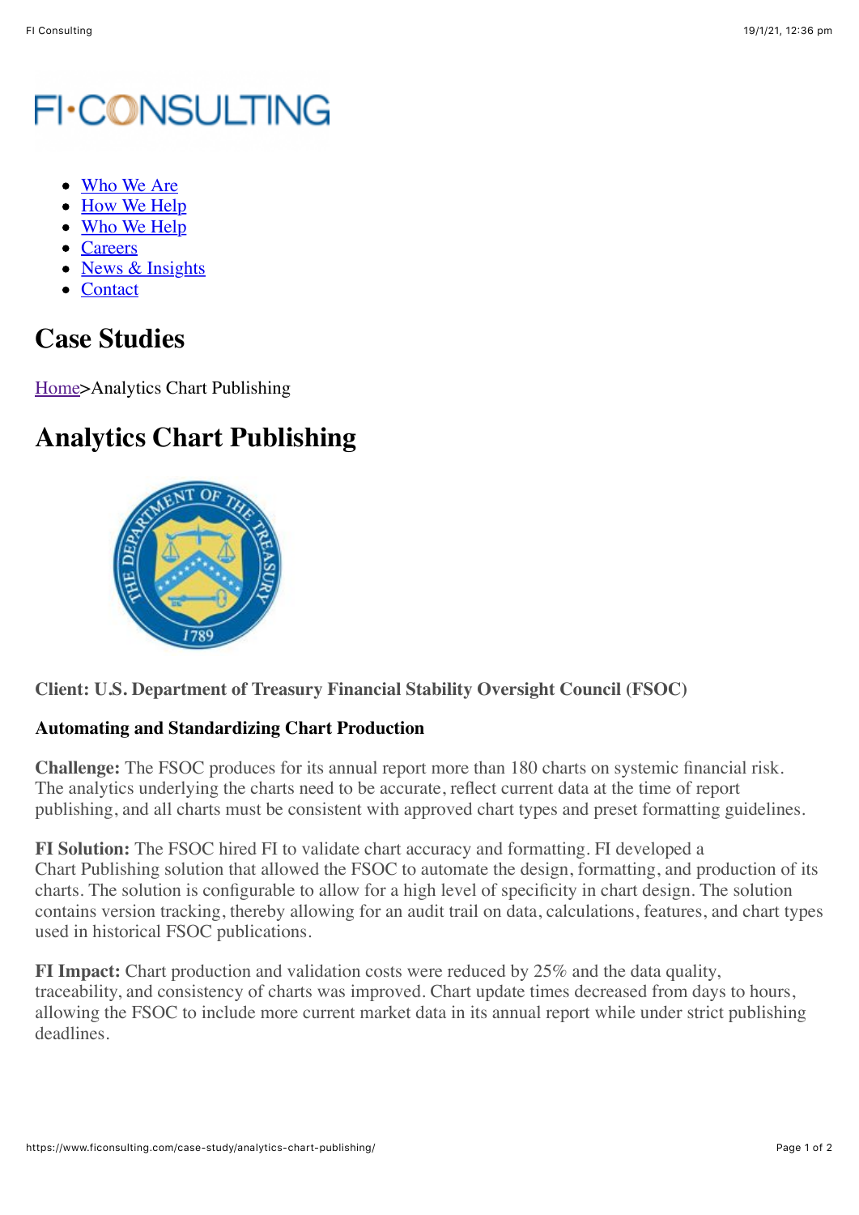# FI·CONSULTING

- Who We Are
- How We Help
- Who We Help
- Careers
- News & Insights
- Contact

## Case Studies

Home>Analytics Chart Publishing

## Analytics Chart Publishing

**Client: U.S. Department of Treasury Financial Stability Oversight Council (FSOC)**

**Automating and Standardizing Chart Production**

**Challenge:** The FSOC produces for its annual report more than 180 charts on systemic financial risk. The analytics underlying the charts need to be accurate, reflect current data at the time of report publishing, and all charts must be consistent with approved chart types and preset formatting guidelines.

**FI Solution:** The FSOC hired FI to validate chart accuracy and formatting. FI developed a Chart Publishing solution that allowed the FSOC to automate the design, formatting, and production of its charts. The solution is configurable to allow for a high level of specificity in chart design. The solution contains version tracking, thereby allowing for an audit trail on data, calculations, features, and chart types used in historical FSOC publications.

**FI Impact:** Chart production and validation costs were reduced by 25% and the data quality, traceability, and consistency of charts was improved. Chart update times decreased from days to hours, allowing the FSOC to include more current market data in its annual report while under strict publishing deadlines.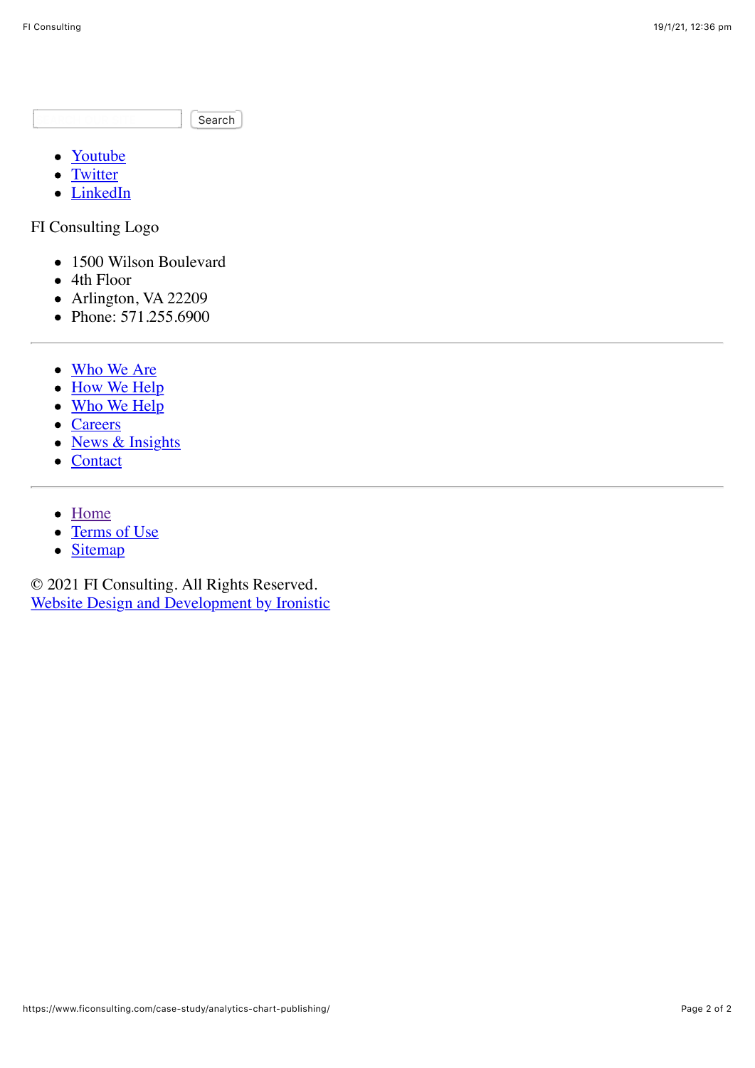Search

- Youtube
- Twitter
- LinkedIn

FI Consulting Logo

- 1500 Wilson Boulevard
- 4th Floor
- Arlington, VA 22209
- Phone: 571.255.6900

---

- Who We Are
- How We Help
- Who We Help
- Careers
- News & Insights
- Contact

---

- Home
- Terms of Use
- Sitemap

© 2021 FI Consulting. All Rights Reserved.
Website Design and Development by Ironistic